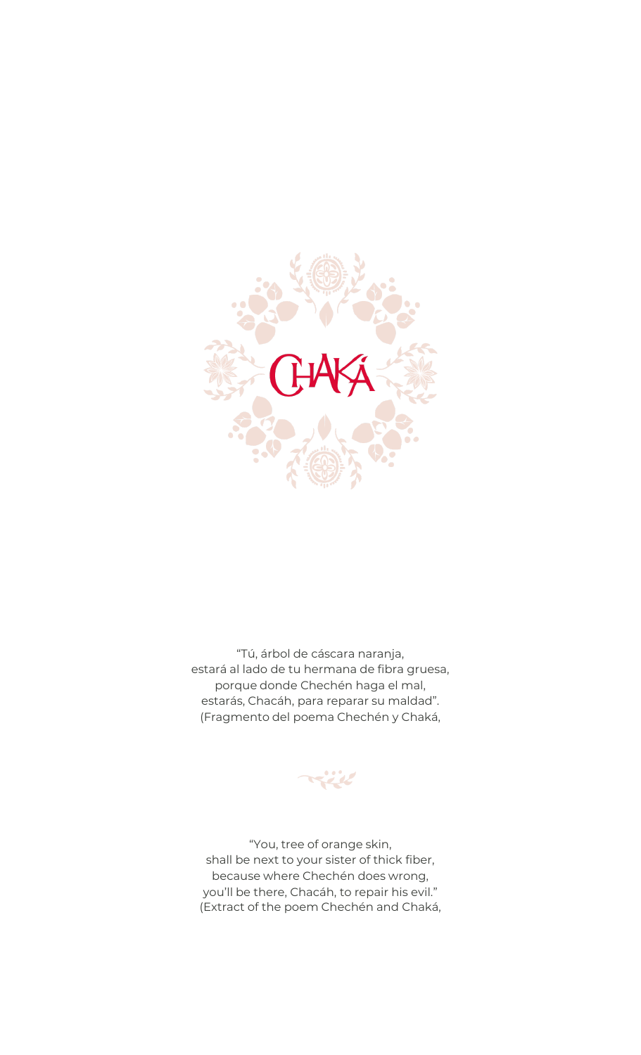# CHAKÁ

"Tú, árbol de cáscara naranja,
estará al lado de tu hermana de fibra gruesa,
porque donde Chechén haga el mal,
estarás, Chacáh, para reparar su maldad".
(Fragmento del poema Chechén y Chaká,

"You, tree of orange skin,
shall be next to your sister of thick fiber,
because where Chechén does wrong,
you'll be there, Chacáh, to repair his evil."
(Extract of the poem Chechén and Chaká,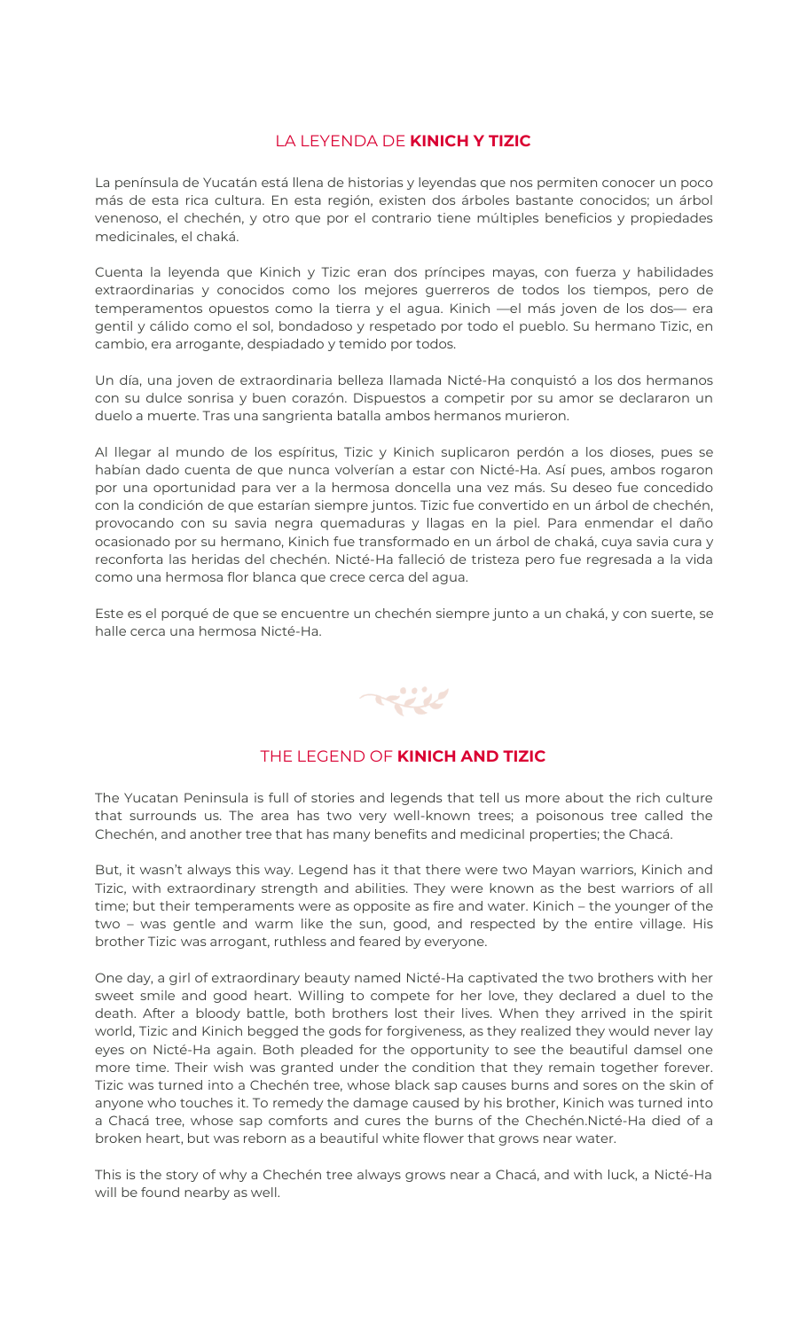## LA LEYENDA DE **KINICH Y TIZIC**

La península de Yucatán está llena de historias y leyendas que nos permiten conocer un poco más de esta rica cultura. En esta región, existen dos árboles bastante conocidos; un árbol venenoso, el chechén, y otro que por el contrario tiene múltiples beneficios y propiedades medicinales, el chaká.

Cuenta la leyenda que Kinich y Tizic eran dos príncipes mayas, con fuerza y habilidades extraordinarias y conocidos como los mejores guerreros de todos los tiempos, pero de temperamentos opuestos como la tierra y el agua. Kinich —el más joven de los dos— era gentil y cálido como el sol, bondadoso y respetado por todo el pueblo. Su hermano Tizic, en cambio, era arrogante, despiadado y temido por todos.

Un día, una joven de extraordinaria belleza llamada Nicté-Ha conquistó a los dos hermanos con su dulce sonrisa y buen corazón. Dispuestos a competir por su amor se declararon un duelo a muerte. Tras una sangrienta batalla ambos hermanos murieron.

Al llegar al mundo de los espíritus, Tizic y Kinich suplicaron perdón a los dioses, pues se habían dado cuenta de que nunca volverían a estar con Nicté-Ha. Así pues, ambos rogaron por una oportunidad para ver a la hermosa doncella una vez más. Su deseo fue concedido con la condición de que estarían siempre juntos. Tizic fue convertido en un árbol de chechén, provocando con su savia negra quemaduras y llagas en la piel. Para enmendar el daño ocasionado por su hermano, Kinich fue transformado en un árbol de chaká, cuya savia cura y reconforta las heridas del chechén. Nicté-Ha falleció de tristeza pero fue regresada a la vida como una hermosa flor blanca que crece cerca del agua.

Este es el porqué de que se encuentre un chechén siempre junto a un chaká, y con suerte, se halle cerca una hermosa Nicté-Ha.

## THE LEGEND OF **KINICH AND TIZIC**

The Yucatan Peninsula is full of stories and legends that tell us more about the rich culture that surrounds us. The area has two very well-known trees; a poisonous tree called the Chechén, and another tree that has many benefits and medicinal properties; the Chacá.

But, it wasn't always this way. Legend has it that there were two Mayan warriors, Kinich and Tizic, with extraordinary strength and abilities. They were known as the best warriors of all time; but their temperaments were as opposite as fire and water. Kinich – the younger of the two – was gentle and warm like the sun, good, and respected by the entire village. His brother Tizic was arrogant, ruthless and feared by everyone.

One day, a girl of extraordinary beauty named Nicté-Ha captivated the two brothers with her sweet smile and good heart. Willing to compete for her love, they declared a duel to the death. After a bloody battle, both brothers lost their lives. When they arrived in the spirit world, Tizic and Kinich begged the gods for forgiveness, as they realized they would never lay eyes on Nicté-Ha again. Both pleaded for the opportunity to see the beautiful damsel one more time. Their wish was granted under the condition that they remain together forever. Tizic was turned into a Chechén tree, whose black sap causes burns and sores on the skin of anyone who touches it. To remedy the damage caused by his brother, Kinich was turned into a Chacá tree, whose sap comforts and cures the burns of the Chechén.Nicté-Ha died of a broken heart, but was reborn as a beautiful white flower that grows near water.

This is the story of why a Chechén tree always grows near a Chacá, and with luck, a Nicté-Ha will be found nearby as well.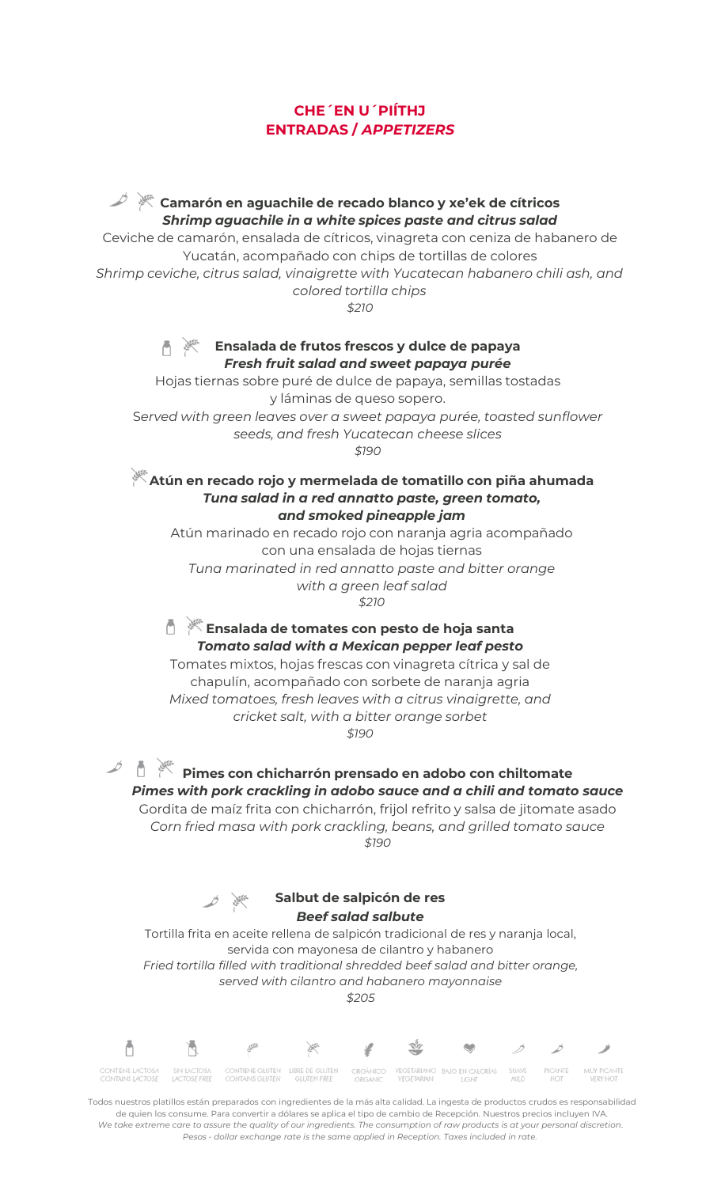# CHE´EN U´PIÍTHJ
# ENTRADAS / *APPETIZERS*

**Camarón en aguachile de recado blanco y xe'ek de cítricos**
***Shrimp aguachile in a white spices paste and citrus salad***

Ceviche de camarón, ensalada de cítricos, vinagreta con ceniza de habanero de Yucatán, acompañado con chips de tortillas de colores
*Shrimp ceviche, citrus salad, vinaigrette with Yucatecan habanero chili ash, and colored tortilla chips*
*$210*

**Ensalada de frutos frescos y dulce de papaya**
***Fresh fruit salad and sweet papaya purée***

Hojas tiernas sobre puré de dulce de papaya, semillas tostadas y láminas de queso sopero.
*Served with green leaves over a sweet papaya purée, toasted sunflower seeds, and fresh Yucatecan cheese slices*
*$190*

**Atún en recado rojo y mermelada de tomatillo con piña ahumada**
***Tuna salad in a red annatto paste, green tomato, and smoked pineapple jam***

Atún marinado en recado rojo con naranja agria acompañado con una ensalada de hojas tiernas
*Tuna marinated in red annatto paste and bitter orange with a green leaf salad*
*$210*

**Ensalada de tomates con pesto de hoja santa**
***Tomato salad with a Mexican pepper leaf pesto***

Tomates mixtos, hojas frescas con vinagreta cítrica y sal de chapulín, acompañado con sorbete de naranja agria
*Mixed tomatoes, fresh leaves with a citrus vinaigrette, and cricket salt, with a bitter orange sorbet*
*$190*

**Pimes con chicharrón prensado en adobo con chiltomate**
***Pimes with pork crackling in adobo sauce and a chili and tomato sauce***

Gordita de maíz frita con chicharrón, frijol refrito y salsa de jitomate asado
*Corn fried masa with pork crackling, beans, and grilled tomato sauce*
*$190*

**Salbut de salpicón de res**
***Beef salad salbute***

Tortilla frita en aceite rellena de salpicón tradicional de res y naranja local, servida con mayonesa de cilantro y habanero
*Fried tortilla filled with traditional shredded beef salad and bitter orange, served with cilantro and habanero mayonnaise*
*$205*

CONTIENE LACTOSA *CONTAINS LACTOSE* · SIN LACTOSA *LACTOSE FREE* · CONTIENE GLUTEN *CONTAINS GLUTEN* · LIBRE DE GLUTEN *GLUTEN FREE* · ORGÁNICO *ORGANIC* · VEGETARIANO *VEGETARIAN* · BAJO EN CALORÍAS *LIGHT* · SUAVE *MILD* · PICANTE *HOT* · MUY PICANTE *VERY HOT*

Todos nuestros platillos están preparados con ingredientes de la más alta calidad. La ingesta de productos crudos es responsabilidad de quien los consume. Para convertir a dólares se aplica el tipo de cambio de Recepción. Nuestros precios incluyen IVA.
*We take extreme care to assure the quality of our ingredients. The consumption of raw products is at your personal discretion. Pesos - dollar exchange rate is the same applied in Reception. Taxes included in rate.*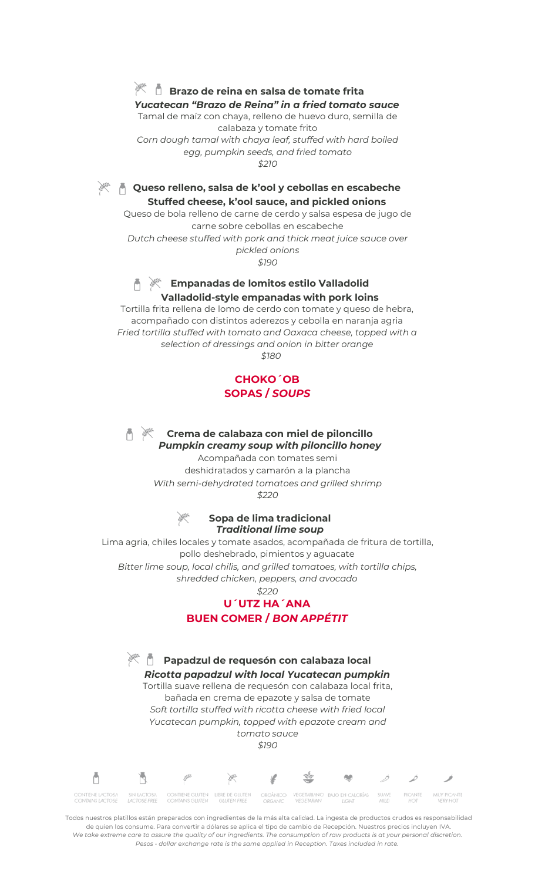**Brazo de reina en salsa de tomate frita**
***Yucatecan "Brazo de Reina" in a fried tomato sauce***

Tamal de maíz con chaya, relleno de huevo duro, semilla de calabaza y tomate frito

*Corn dough tamal with chaya leaf, stuffed with hard boiled egg, pumpkin seeds, and fried tomato*

*$210*

**Queso relleno, salsa de k'ool y cebollas en escabeche**
**Stuffed cheese, k'ool sauce, and pickled onions**

Queso de bola relleno de carne de cerdo y salsa espesa de jugo de carne sobre cebollas en escabeche

*Dutch cheese stuffed with pork and thick meat juice sauce over pickled onions*

*$190*

**Empanadas de lomitos estilo Valladolid**
**Valladolid-style empanadas with pork loins**

Tortilla frita rellena de lomo de cerdo con tomate y queso de hebra, acompañado con distintos aderezos y cebolla en naranja agria

*Fried tortilla stuffed with tomato and Oaxaca cheese, topped with a selection of dressings and onion in bitter orange*

*$180*

## CHOKO´OB
## SOPAS / *SOUPS*

**Crema de calabaza con miel de piloncillo**
***Pumpkin creamy soup with piloncillo honey***

Acompañada con tomates semi deshidratados y camarón a la plancha

*With semi-dehydrated tomatoes and grilled shrimp*

*$220*

**Sopa de lima tradicional**
***Traditional lime soup***

Lima agria, chiles locales y tomate asados, acompañada de fritura de tortilla, pollo deshebrado, pimientos y aguacate

*Bitter lime soup, local chilis, and grilled tomatoes, with tortilla chips, shredded chicken, peppers, and avocado*

*$220*

## U´UTZ HA´ANA
## BUEN COMER / *BON APPÉTIT*

**Papadzul de requesón con calabaza local**
***Ricotta papadzul with local Yucatecan pumpkin***

Tortilla suave rellena de requesón con calabaza local frita, bañada en crema de epazote y salsa de tomate

*Soft tortilla stuffed with ricotta cheese with fried local Yucatecan pumpkin, topped with epazote cream and tomato sauce*

*$190*

CONTIENE LACTOSA *CONTAINS LACTOSE* | SIN LACTOSA *LACTOSE FREE* | CONTIENE GLUTEN *CONTAINS GLUTEN* | LIBRE DE GLUTEN *GLUTEN FREE* | ORGÁNICO *ORGANIC* | VEGETARIANO *VEGETARIAN* | BAJO EN CALORÍAS *LIGHT* | SUAVE *MILD* | PICANTE *HOT* | MUY PICANTE *VERY HOT*

Todos nuestros platillos están preparados con ingredientes de la más alta calidad. La ingesta de productos crudos es responsabilidad de quien los consume. Para convertir a dólares se aplica el tipo de cambio de Recepción. Nuestros precios incluyen IVA.
*We take extreme care to assure the quality of our ingredients. The consumption of raw products is at your personal discretion. Pesos - dollar exchange rate is the same applied in Reception. Taxes included in rate.*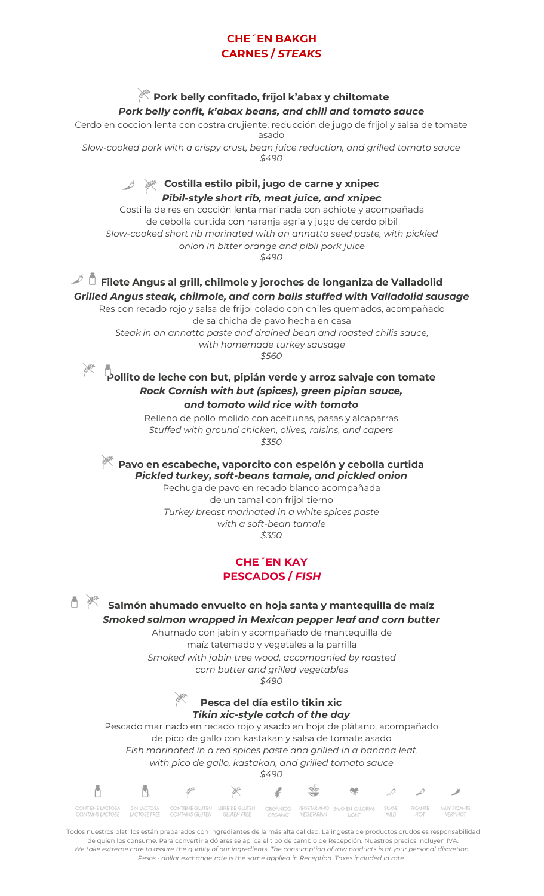## CHE´EN BAKGH
## CARNES / *STEAKS*

### Pork belly confitado, frijol k'abax y chiltomate
***Pork belly confit, k'abax beans, and chili and tomato sauce***

Cerdo en coccion lenta con costra crujiente, reducción de jugo de frijol y salsa de tomate asado

*Slow-cooked pork with a crispy crust, bean juice reduction, and grilled tomato sauce*

*$490*

### Costilla estilo pibil, jugo de carne y xnipec
***Pibil-style short rib, meat juice, and xnipec***

Costilla de res en cocción lenta marinada con achiote y acompañada de cebolla curtida con naranja agria y jugo de cerdo pibil

*Slow-cooked short rib marinated with an annatto seed paste, with pickled onion in bitter orange and pibil pork juice*

*$490*

### Filete Angus al grill, chilmole y joroches de longaniza de Valladolid
***Grilled Angus steak, chilmole, and corn balls stuffed with Valladolid sausage***

Res con recado rojo y salsa de frijol colado con chiles quemados, acompañado de salchicha de pavo hecha en casa

*Steak in an annatto paste and drained bean and roasted chilis sauce, with homemade turkey sausage*

*$560*

### Pollito de leche con but, pipián verde y arroz salvaje con tomate
***Rock Cornish with but (spices), green pipian sauce, and tomato wild rice with tomato***

Relleno de pollo molido con aceitunas, pasas y alcaparras

*Stuffed with ground chicken, olives, raisins, and capers*

*$350*

### Pavo en escabeche, vaporcito con espelón y cebolla curtida
***Pickled turkey, soft-beans tamale, and pickled onion***

Pechuga de pavo en recado blanco acompañada de un tamal con frijol tierno

*Turkey breast marinated in a white spices paste with a soft-bean tamale*

*$350*

## CHE´EN KAY
## PESCADOS / *FISH*

### Salmón ahumado envuelto en hoja santa y mantequilla de maíz
***Smoked salmon wrapped in Mexican pepper leaf and corn butter***

Ahumado con jabín y acompañado de mantequilla de maíz tatemado y vegetales a la parrilla

*Smoked with jabin tree wood, accompanied by roasted corn butter and grilled vegetables*

*$490*

### Pesca del día estilo tikin xic
***Tikin xic-style catch of the day***

Pescado marinado en recado rojo y asado en hoja de plátano, acompañado de pico de gallo con kastakan y salsa de tomate asado

*Fish marinated in a red spices paste and grilled in a banana leaf, with pico de gallo, kastakan, and grilled tomato sauce*

*$490*

CONTIENE LACTOSA *CONTAINS LACTOSE* · SIN LACTOSA *LACTOSE FREE* · CONTIENE GLUTEN *CONTAINS GLUTEN* · LIBRE DE GLUTEN *GLUTEN FREE* · ORGÁNICO *ORGANIC* · VEGETARIANO *VEGETARIAN* · BAJO EN CALORÍAS *LIGHT* · SUAVE *MILD* · PICANTE *HOT* · MUY PICANTE *VERY HOT*

Todos nuestros platillos están preparados con ingredientes de la más alta calidad. La ingesta de productos crudos es responsabilidad de quien los consume. Para convertir a dólares se aplica el tipo de cambio de Recepción. Nuestros precios incluyen IVA.

*We take extreme care to assure the quality of our ingredients. The consumption of raw products is at your personal discretion. Pesos - dollar exchange rate is the same applied in Reception. Taxes included in rate.*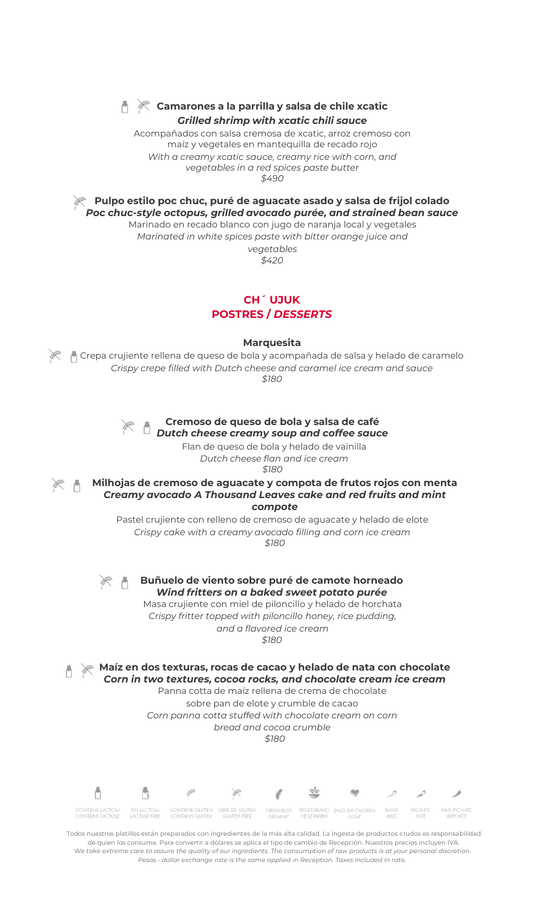**Camarones a la parrilla y salsa de chile xcatic**
***Grilled shrimp with xcatic chili sauce***

Acompañados con salsa cremosa de xcatic, arroz cremoso con maíz y vegetales en mantequilla de recado rojo
*With a creamy xcatic sauce, creamy rice with corn, and vegetables in a red spices paste butter*
*$490*

**Pulpo estilo poc chuc, puré de aguacate asado y salsa de frijol colado**
***Poc chuc-style octopus, grilled avocado purée, and strained bean sauce***

Marinado en recado blanco con jugo de naranja local y vegetales
*Marinated in white spices paste with bitter orange juice and vegetables*
*$420*

## CH´ UJUK
## POSTRES / *DESSERTS*

**Marquesita**

Crepa crujiente rellena de queso de bola y acompañada de salsa y helado de caramelo
*Crispy crepe filled with Dutch cheese and caramel ice cream and sauce*
*$180*

**Cremoso de queso de bola y salsa de café**
***Dutch cheese creamy soup and coffee sauce***

Flan de queso de bola y helado de vainilla
*Dutch cheese flan and ice cream*
*$180*

**Milhojas de cremoso de aguacate y compota de frutos rojos con menta**
***Creamy avocado A Thousand Leaves cake and red fruits and mint compote***

Pastel crujiente con relleno de cremoso de aguacate y helado de elote
*Crispy cake with a creamy avocado filling and corn ice cream*
*$180*

**Buñuelo de viento sobre puré de camote horneado**
***Wind fritters on a baked sweet potato purée***

Masa crujiente con miel de piloncillo y helado de horchata
*Crispy fritter topped with piloncillo honey, rice pudding, and a flavored ice cream*
*$180*

**Maíz en dos texturas, rocas de cacao y helado de nata con chocolate**
***Corn in two textures, cocoa rocks, and chocolate cream ice cream***

Panna cotta de maíz rellena de crema de chocolate sobre pan de elote y crumble de cacao
*Corn panna cotta stuffed with chocolate cream on corn bread and cocoa crumble*
*$180*

| CONTIENE LACTOSA | SIN LACTOSA | CONTIENE GLUTEN | LIBRE DE GLUTEN | ORGÁNICO | VEGETARIANO | BAJO EN CALORÍAS | SUAVE | PICANTE | MUY PICANTE |
|---|---|---|---|---|---|---|---|---|---|
| CONTAINS LACTOSE | LACTOSE FREE | CONTAINS GLUTEN | GLUTEN FREE | ORGANIC | VEGETARIAN | LIGHT | MILD | HOT | VERY HOT |

Todos nuestros platillos están preparados con ingredientes de la más alta calidad. La ingesta de productos crudos es responsabilidad de quien los consume. Para convertir a dólares se aplica el tipo de cambio de Recepción. Nuestros precios incluyen IVA.
*We take extreme care to assure the quality of our ingredients. The consumption of raw products is at your personal discretion. Pesos - dollar exchange rate is the same applied in Reception. Taxes included in rate.*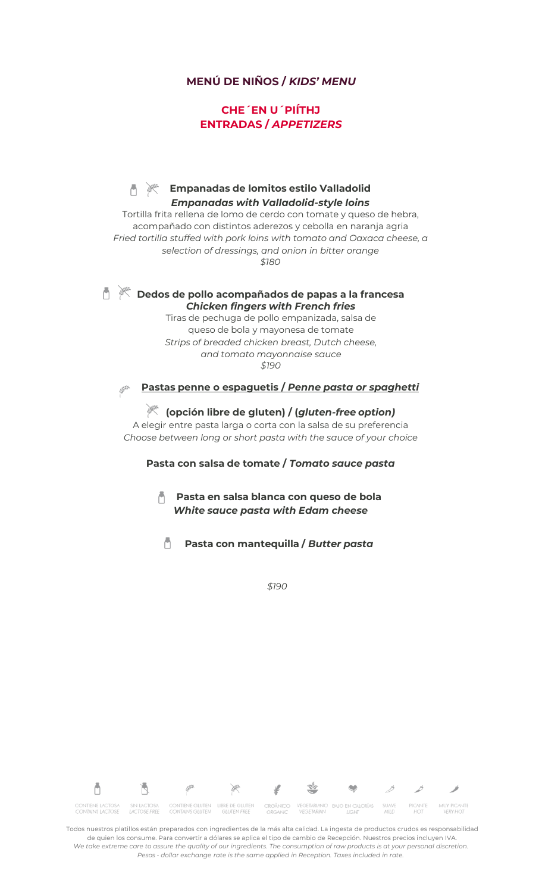## MENÚ DE NIÑOS / *KIDS' MENU*

### CHE´EN U´PIÍTHJ
### ENTRADAS / *APPETIZERS*

**Empanadas de lomitos estilo Valladolid**
***Empanadas with Valladolid-style loins***
Tortilla frita rellena de lomo de cerdo con tomate y queso de hebra, acompañado con distintos aderezos y cebolla en naranja agria
*Fried tortilla stuffed with pork loins with tomato and Oaxaca cheese, a selection of dressings, and onion in bitter orange*
*$180*

**Dedos de pollo acompañados de papas a la francesa**
***Chicken fingers with French fries***
Tiras de pechuga de pollo empanizada, salsa de queso de bola y mayonesa de tomate
*Strips of breaded chicken breast, Dutch cheese, and tomato mayonnaise sauce*
*$190*

**Pastas penne o espaguetis / *Penne pasta or spaghetti***

**(opción libre de gluten) / (*gluten-free option)***
A elegir entre pasta larga o corta con la salsa de su preferencia
*Choose between long or short pasta with the sauce of your choice*

**Pasta con salsa de tomate / *Tomato sauce pasta***

**Pasta en salsa blanca con queso de bola**
***White sauce pasta with Edam cheese***

**Pasta con mantequilla / *Butter pasta***

*$190*

CONTIENE LACTOSA *CONTAINS LACTOSE* | SIN LACTOSA *LACTOSE FREE* | CONTIENE GLUTEN *CONTAINS GLUTEN* | LIBRE DE GLUTEN *GLUTEN FREE* | ORGÁNICO *ORGANIC* | VEGETARIANO *VEGETARIAN* | BAJO EN CALORÍAS *LIGHT* | SUAVE *MILD* | PICANTE *HOT* | MUY PICANTE *VERY HOT*

Todos nuestros platillos están preparados con ingredientes de la más alta calidad. La ingesta de productos crudos es responsabilidad de quien los consume. Para convertir a dólares se aplica el tipo de cambio de Recepción. Nuestros precios incluyen IVA.
*We take extreme care to assure the quality of our ingredients. The consumption of raw products is at your personal discretion. Pesos - dollar exchange rate is the same applied in Reception. Taxes included in rate.*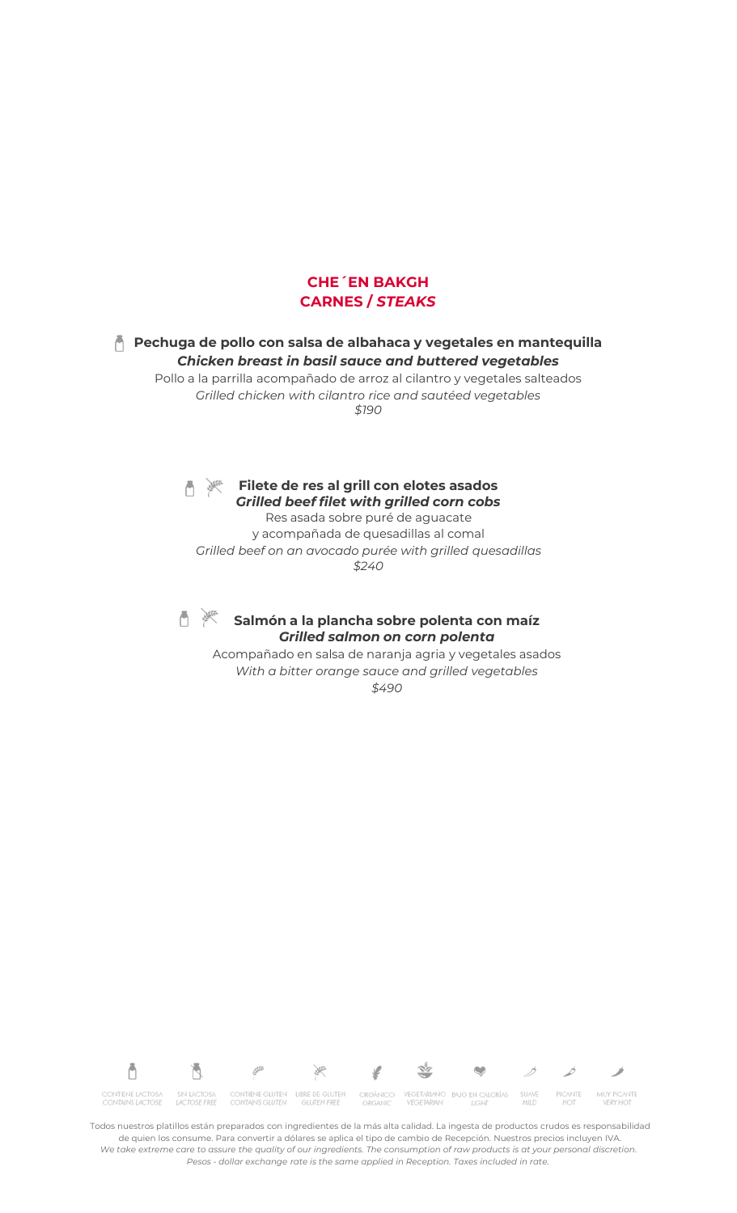## CHE´EN BAKGH
## CARNES / *STEAKS*

**Pechuga de pollo con salsa de albahaca y vegetales en mantequilla**
***Chicken breast in basil sauce and buttered vegetables***
Pollo a la parrilla acompañado de arroz al cilantro y vegetales salteados
*Grilled chicken with cilantro rice and sautéed vegetables*
*$190*

**Filete de res al grill con elotes asados**
***Grilled beef filet with grilled corn cobs***
Res asada sobre puré de aguacate
y acompañada de quesadillas al comal
*Grilled beef on an avocado purée with grilled quesadillas*
*$240*

**Salmón a la plancha sobre polenta con maíz**
***Grilled salmon on corn polenta***
Acompañado en salsa de naranja agria y vegetales asados
*With a bitter orange sauce and grilled vegetables*
*$490*

CONTIENE LACTOSA *CONTAINS LACTOSE* | SIN LACTOSA *LACTOSE FREE* | CONTIENE GLUTEN *CONTAINS GLUTEN* | LIBRE DE GLUTEN *GLUTEN FREE* | ORGÁNICO *ORGANIC* | VEGETARIANO *VEGETARIAN* | BAJO EN CALORÍAS *LIGHT* | SUAVE *MILD* | PICANTE *HOT* | MUY PICANTE *VERY HOT*

Todos nuestros platillos están preparados con ingredientes de la más alta calidad. La ingesta de productos crudos es responsabilidad de quien los consume. Para convertir a dólares se aplica el tipo de cambio de Recepción. Nuestros precios incluyen IVA.
*We take extreme care to assure the quality of our ingredients. The consumption of raw products is at your personal discretion. Pesos - dollar exchange rate is the same applied in Reception. Taxes included in rate.*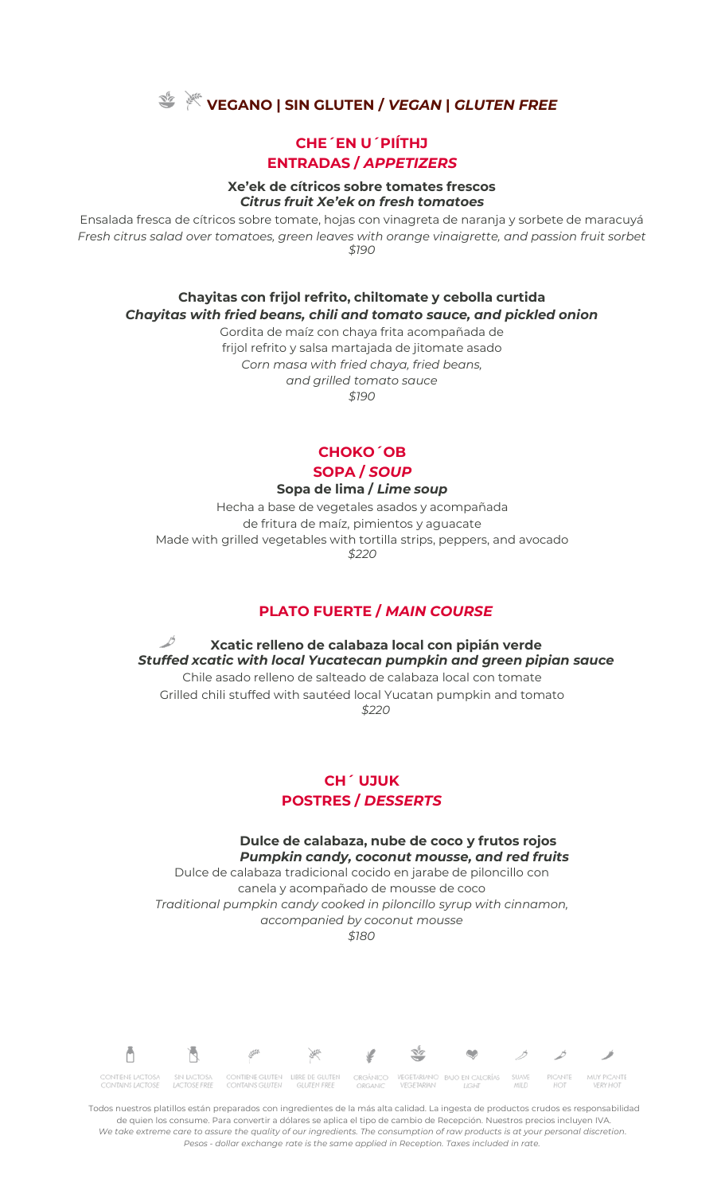# VEGANO | SIN GLUTEN / *VEGAN | GLUTEN FREE*

## CHE´EN U´PIÍTHJ
## ENTRADAS / *APPETIZERS*

**Xe'ek de cítricos sobre tomates frescos**
***Citrus fruit Xe'ek on fresh tomatoes***

Ensalada fresca de cítricos sobre tomate, hojas con vinagreta de naranja y sorbete de maracuyá
*Fresh citrus salad over tomatoes, green leaves with orange vinaigrette, and passion fruit sorbet*
*$190*

**Chayitas con frijol refrito, chiltomate y cebolla curtida**
***Chayitas with fried beans, chili and tomato sauce, and pickled onion***

Gordita de maíz con chaya frita acompañada de frijol refrito y salsa martajada de jitomate asado
*Corn masa with fried chaya, fried beans, and grilled tomato sauce*
*$190*

## CHOKO´OB
## SOPA / *SOUP*

**Sopa de lima / *Lime soup***

Hecha a base de vegetales asados y acompañada de fritura de maíz, pimientos y aguacate
Made with grilled vegetables with tortilla strips, peppers, and avocado
*$220*

## PLATO FUERTE / *MAIN COURSE*

**Xcatic relleno de calabaza local con pipián verde**
***Stuffed xcatic with local Yucatecan pumpkin and green pipian sauce***

Chile asado relleno de salteado de calabaza local con tomate
Grilled chili stuffed with sautéed local Yucatan pumpkin and tomato
*$220*

## CH´ UJUK
## POSTRES / *DESSERTS*

**Dulce de calabaza, nube de coco y frutos rojos**
***Pumpkin candy, coconut mousse, and red fruits***

Dulce de calabaza tradicional cocido en jarabe de piloncillo con canela y acompañado de mousse de coco
*Traditional pumpkin candy cooked in piloncillo syrup with cinnamon, accompanied by coconut mousse*
*$180*

CONTIENE LACTOSA *CONTAINS LACTOSE* | SIN LACTOSA *LACTOSE FREE* | CONTIENE GLUTEN *CONTAINS GLUTEN* | LIBRE DE GLUTEN *GLUTEN FREE* | ORGÁNICO *ORGANIC* | VEGETARIANO *VEGETARIAN* | BAJO EN CALORÍAS *LIGHT* | SUAVE *MILD* | PICANTE *HOT* | MUY PICANTE *VERY HOT*

Todos nuestros platillos están preparados con ingredientes de la más alta calidad. La ingesta de productos crudos es responsabilidad de quien los consume. Para convertir a dólares se aplica el tipo de cambio de Recepción. Nuestros precios incluyen IVA.
*We take extreme care to assure the quality of our ingredients. The consumption of raw products is at your personal discretion. Pesos - dollar exchange rate is the same applied in Reception. Taxes included in rate.*